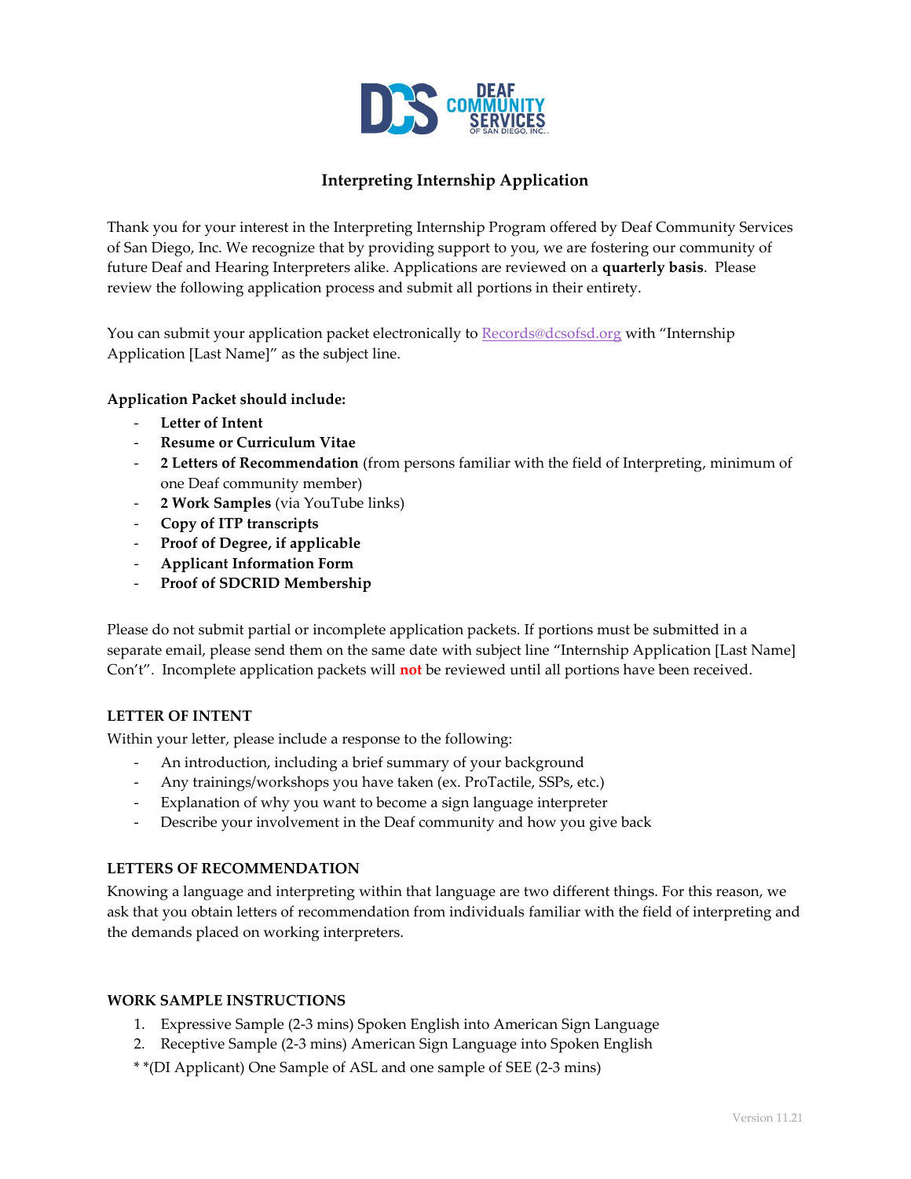# Interpreting Internship Application

Thank you for your interest in the Interpreting Internship Program offered by Deaf Community Services of San Diego, Inc. We recognize that by providing support to you, we are fostering our community of future Deaf and Hearing Interpreters alike. Applications are reviewed on a **quarterly basis**. Please review the following application process and submit all portions in their entirety.

You can submit your application packet electronically to Records@dcsofsd.org with "Internship Application [Last Name]" as the subject line.

**Application Packet should include:**

- **Letter of Intent**
- **Resume or Curriculum Vitae**
- **2 Letters of Recommendation** (from persons familiar with the field of Interpreting, minimum of one Deaf community member)
- **2 Work Samples** (via YouTube links)
- **Copy of ITP transcripts**
- **Proof of Degree, if applicable**
- **Applicant Information Form**
- **Proof of SDCRID Membership**

Please do not submit partial or incomplete application packets. If portions must be submitted in a separate email, please send them on the same date with subject line "Internship Application [Last Name] Con't". Incomplete application packets will **not** be reviewed until all portions have been received.

## LETTER OF INTENT

Within your letter, please include a response to the following:

- An introduction, including a brief summary of your background
- Any trainings/workshops you have taken (ex. ProTactile, SSPs, etc.)
- Explanation of why you want to become a sign language interpreter
- Describe your involvement in the Deaf community and how you give back

## LETTERS OF RECOMMENDATION

Knowing a language and interpreting within that language are two different things. For this reason, we ask that you obtain letters of recommendation from individuals familiar with the field of interpreting and the demands placed on working interpreters.

## WORK SAMPLE INSTRUCTIONS

1. Expressive Sample (2-3 mins) Spoken English into American Sign Language
2. Receptive Sample (2-3 mins) American Sign Language into Spoken English

* *(DI Applicant) One Sample of ASL and one sample of SEE (2-3 mins)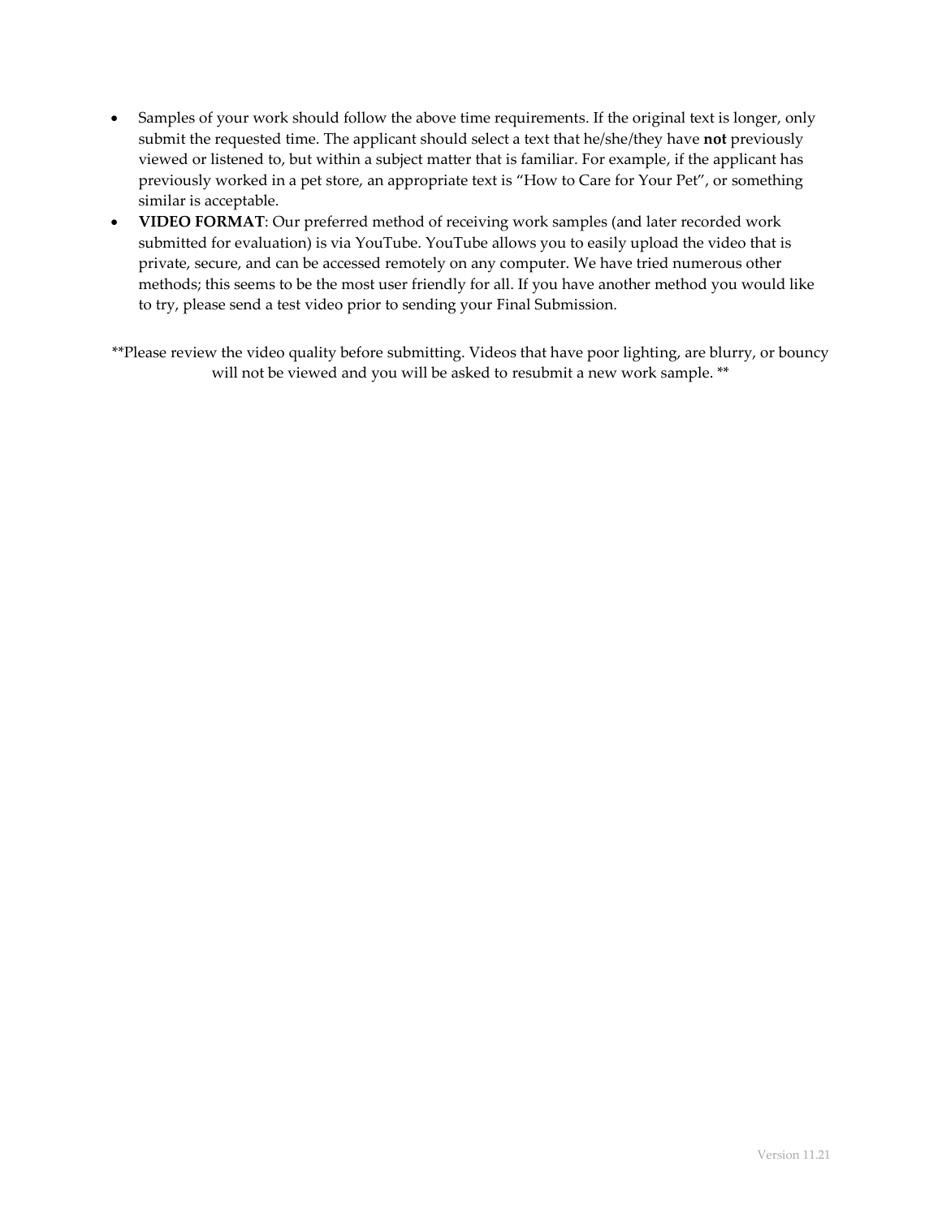- Samples of your work should follow the above time requirements. If the original text is longer, only submit the requested time. The applicant should select a text that he/she/they have **not** previously viewed or listened to, but within a subject matter that is familiar. For example, if the applicant has previously worked in a pet store, an appropriate text is "How to Care for Your Pet", or something similar is acceptable.
- **VIDEO FORMAT**: Our preferred method of receiving work samples (and later recorded work submitted for evaluation) is via YouTube. YouTube allows you to easily upload the video that is private, secure, and can be accessed remotely on any computer. We have tried numerous other methods; this seems to be the most user friendly for all. If you have another method you would like to try, please send a test video prior to sending your Final Submission.

**Please review the video quality before submitting. Videos that have poor lighting, are blurry, or bouncy will not be viewed and you will be asked to resubmit a new work sample. **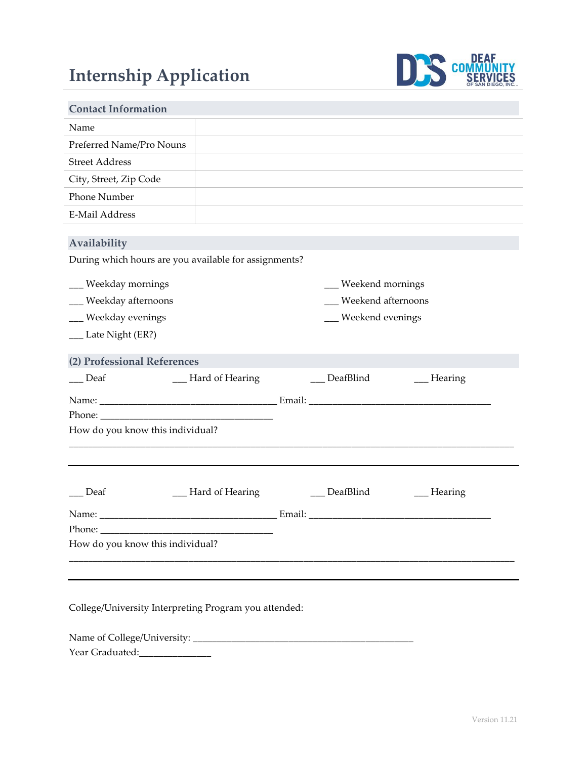# Internship Application

DEAF COMMUNITY SERVICES OF SAN DIEGO, INC.

## Contact Information

| | |
|---|---|
| Name | |
| Preferred Name/Pro Nouns | |
| Street Address | |
| City, Street, Zip Code | |
| Phone Number | |
| E-Mail Address | |

## Availability

During which hours are you available for assignments?

___ Weekday mornings
___ Weekday afternoons
___ Weekday evenings
___ Late Night (ER?)
___ Weekend mornings
___ Weekend afternoons
___ Weekend evenings

## (2) Professional References

___ Deaf ___ Hard of Hearing ___ DeafBlind ___ Hearing

Name: ___________________________________ Email: ____________________________________

Phone: ___________________________________

How do you know this individual?

_____________________________________________________________________________________

---

___ Deaf ___ Hard of Hearing ___ DeafBlind ___ Hearing

Name: ___________________________________ Email: ____________________________________

Phone: ___________________________________

How do you know this individual?

_____________________________________________________________________________________

---

College/University Interpreting Program you attended:

Name of College/University: ____________________________________________

Year Graduated:______________

Version 11.21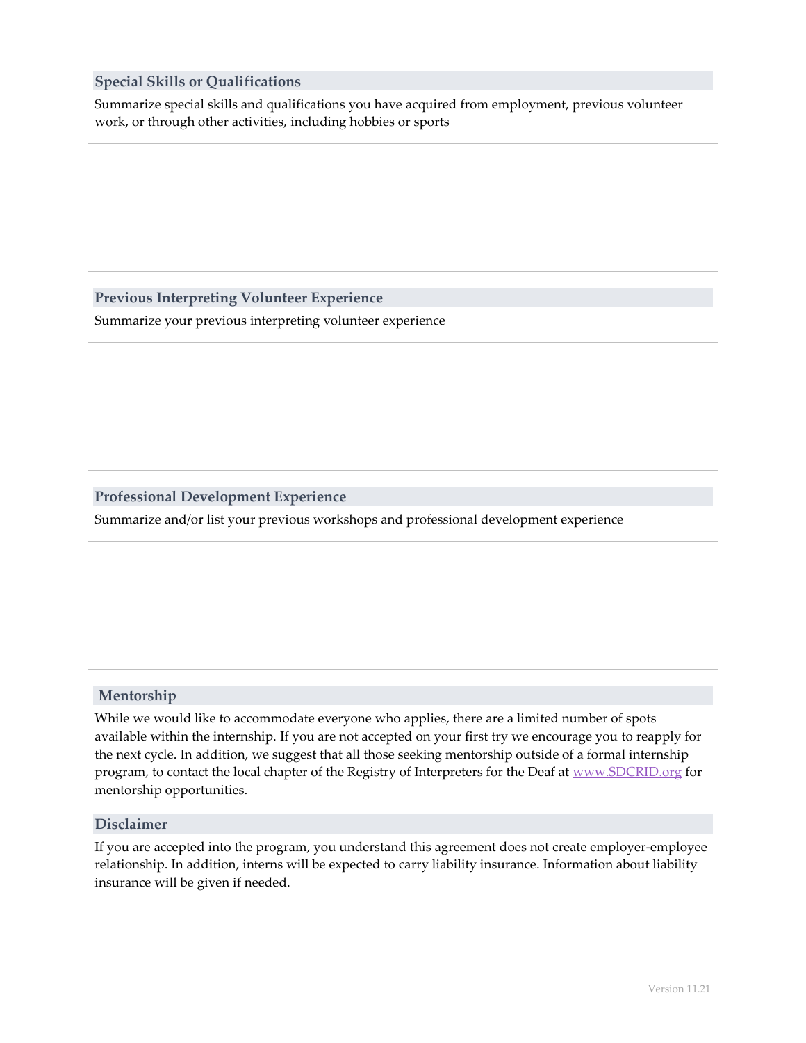## Special Skills or Qualifications

Summarize special skills and qualifications you have acquired from employment, previous volunteer work, or through other activities, including hobbies or sports

## Previous Interpreting Volunteer Experience

Summarize your previous interpreting volunteer experience

## Professional Development Experience

Summarize and/or list your previous workshops and professional development experience

## Mentorship

While we would like to accommodate everyone who applies, there are a limited number of spots available within the internship. If you are not accepted on your first try we encourage you to reapply for the next cycle. In addition, we suggest that all those seeking mentorship outside of a formal internship program, to contact the local chapter of the Registry of Interpreters for the Deaf at [www.SDCRID.org](http://www.SDCRID.org) for mentorship opportunities.

## Disclaimer

If you are accepted into the program, you understand this agreement does not create employer-employee relationship. In addition, interns will be expected to carry liability insurance. Information about liability insurance will be given if needed.

Version 11.21